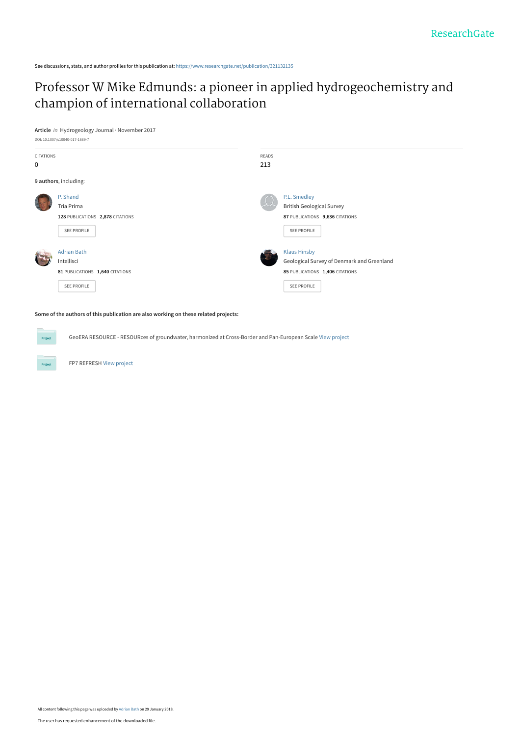See discussions, stats, and author profiles for this publication at: https://www.researchgate.net/publication/321132135

# Professor W Mike Edmunds: a pioneer in applied hydrogeochemistry and champion of international collaboration

**Article** *in* Hydrogeology Journal · November 2017

DOI: 10.1007/s10040-017-1689-7

CITATIONS: 0

READS: 213

**9 authors**, including:

P. Shand
Tria Prima
**128** PUBLICATIONS **2,878** CITATIONS

P.L. Smedley
British Geological Survey
**87** PUBLICATIONS **9,636** CITATIONS

Adrian Bath
Intellisci
**81** PUBLICATIONS **1,640** CITATIONS

Klaus Hinsby
Geological Survey of Denmark and Greenland
**85** PUBLICATIONS **1,406** CITATIONS

**Some of the authors of this publication are also working on these related projects:**

GeoERA RESOURCE - RESOURces of groundwater, harmonized at Cross-Border and Pan-European Scale View project

FP7 REFRESH View project

All content following this page was uploaded by Adrian Bath on 29 January 2018.

The user has requested enhancement of the downloaded file.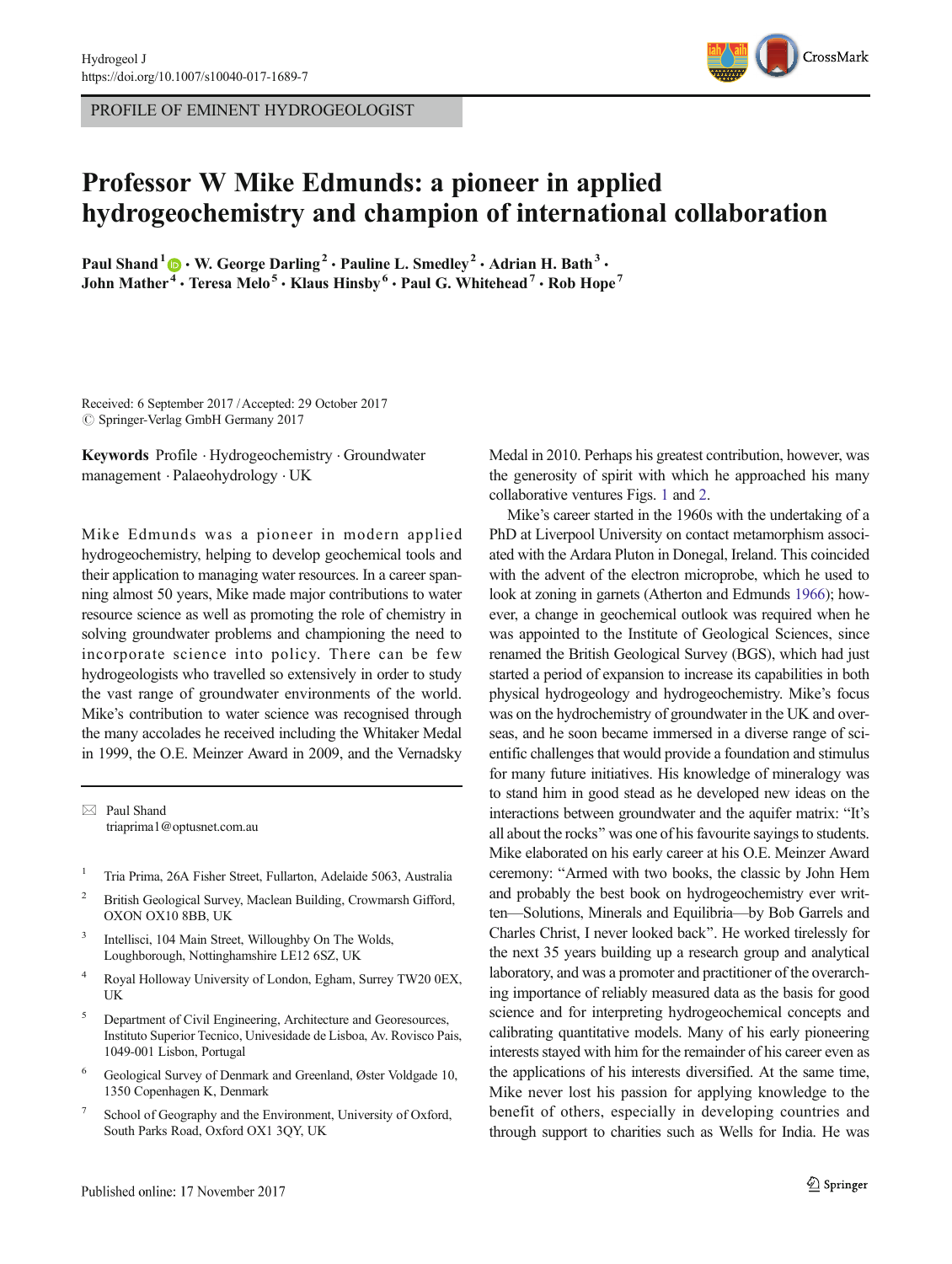PROFILE OF EMINENT HYDROGEOLOGIST

# Professor W Mike Edmunds: a pioneer in applied hydrogeochemistry and champion of international collaboration

**Paul Shand**[1] **· W. George Darling**[2] **· Pauline L. Smedley**[2] **· Adrian H. Bath**[3] **· John Mather**[4] **· Teresa Melo**[5] **· Klaus Hinsby**[6] **· Paul G. Whitehead**[7] **· Rob Hope**[7]

Received: 6 September 2017 / Accepted: 29 October 2017
© Springer-Verlag GmbH Germany 2017

**Keywords** Profile · Hydrogeochemistry · Groundwater management · Palaeohydrology · UK

Mike Edmunds was a pioneer in modern applied hydrogeochemistry, helping to develop geochemical tools and their application to managing water resources. In a career spanning almost 50 years, Mike made major contributions to water resource science as well as promoting the role of chemistry in solving groundwater problems and championing the need to incorporate science into policy. There can be few hydrogeologists who travelled so extensively in order to study the vast range of groundwater environments of the world. Mike's contribution to water science was recognised through the many accolades he received including the Whitaker Medal in 1999, the O.E. Meinzer Award in 2009, and the Vernadsky Medal in 2010. Perhaps his greatest contribution, however, was the generosity of spirit with which he approached his many collaborative ventures Figs. 1 and 2.

Mike's career started in the 1960s with the undertaking of a PhD at Liverpool University on contact metamorphism associated with the Ardara Pluton in Donegal, Ireland. This coincided with the advent of the electron microprobe, which he used to look at zoning in garnets (Atherton and Edmunds 1966); however, a change in geochemical outlook was required when he was appointed to the Institute of Geological Sciences, since renamed the British Geological Survey (BGS), which had just started a period of expansion to increase its capabilities in both physical hydrogeology and hydrogeochemistry. Mike's focus was on the hydrochemistry of groundwater in the UK and overseas, and he soon became immersed in a diverse range of scientific challenges that would provide a foundation and stimulus for many future initiatives. His knowledge of mineralogy was to stand him in good stead as he developed new ideas on the interactions between groundwater and the aquifer matrix: "It's all about the rocks" was one of his favourite sayings to students. Mike elaborated on his early career at his O.E. Meinzer Award ceremony: "Armed with two books, the classic by John Hem and probably the best book on hydrogeochemistry ever written—Solutions, Minerals and Equilibria—by Bob Garrels and Charles Christ, I never looked back". He worked tirelessly for the next 35 years building up a research group and analytical laboratory, and was a promoter and practitioner of the overarching importance of reliably measured data as the basis for good science and for interpreting hydrogeochemical concepts and calibrating quantitative models. Many of his early pioneering interests stayed with him for the remainder of his career even as the applications of his interests diversified. At the same time, Mike never lost his passion for applying knowledge to the benefit of others, especially in developing countries and through support to charities such as Wells for India. He was

✉ Paul Shand
triaprima1@optusnet.com.au

[1] Tria Prima, 26A Fisher Street, Fullarton, Adelaide 5063, Australia

[2] British Geological Survey, Maclean Building, Crowmarsh Gifford, OXON OX10 8BB, UK

[3] Intellisci, 104 Main Street, Willoughby On The Wolds, Loughborough, Nottinghamshire LE12 6SZ, UK

[4] Royal Holloway University of London, Egham, Surrey TW20 0EX, UK

[5] Department of Civil Engineering, Architecture and Georesources, Instituto Superior Tecnico, Univesidade de Lisboa, Av. Rovisco Pais, 1049-001 Lisbon, Portugal

[6] Geological Survey of Denmark and Greenland, Øster Voldgade 10, 1350 Copenhagen K, Denmark

[7] School of Geography and the Environment, University of Oxford, South Parks Road, Oxford OX1 3QY, UK

Published online: 17 November 2017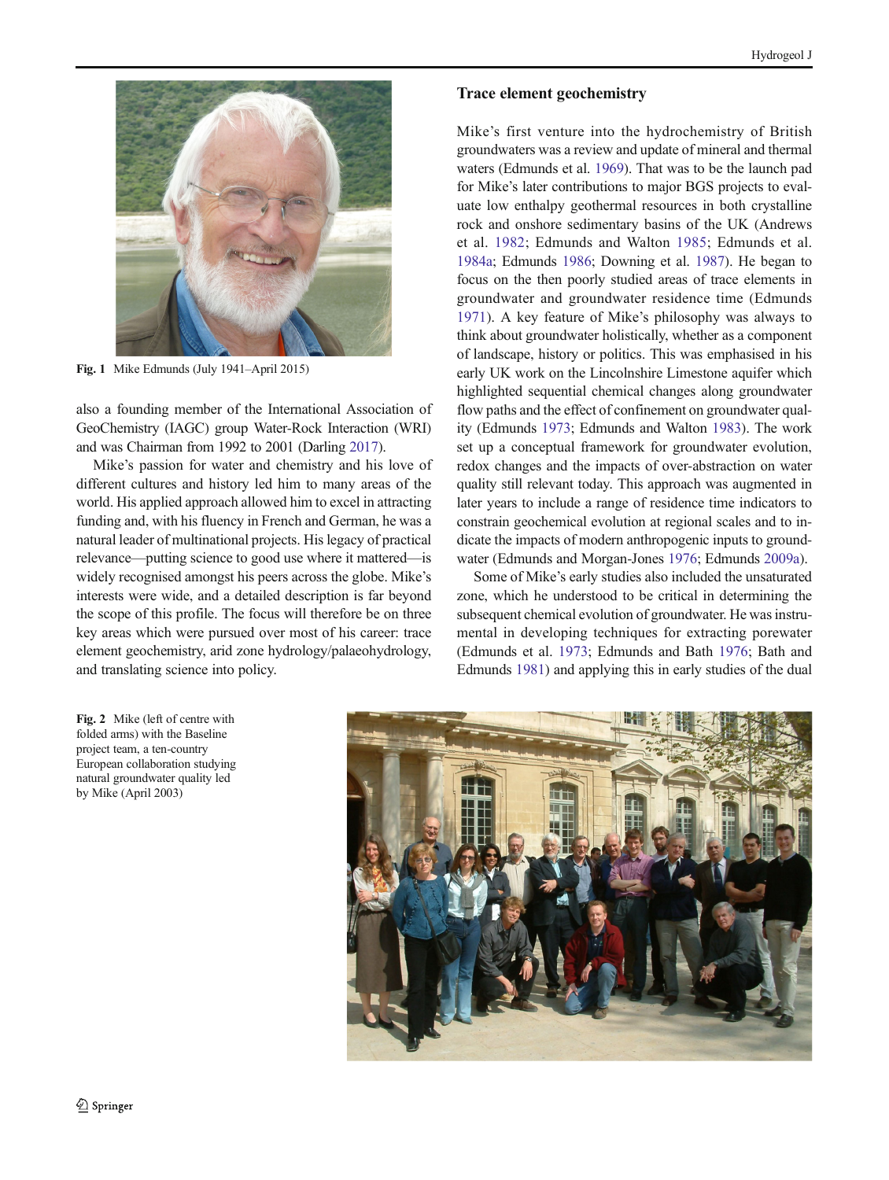Fig. 1 Mike Edmunds (July 1941–April 2015)

also a founding member of the International Association of GeoChemistry (IAGC) group Water-Rock Interaction (WRI) and was Chairman from 1992 to 2001 (Darling 2017).

Mike's passion for water and chemistry and his love of different cultures and history led him to many areas of the world. His applied approach allowed him to excel in attracting funding and, with his fluency in French and German, he was a natural leader of multinational projects. His legacy of practical relevance—putting science to good use where it mattered—is widely recognised amongst his peers across the globe. Mike's interests were wide, and a detailed description is far beyond the scope of this profile. The focus will therefore be on three key areas which were pursued over most of his career: trace element geochemistry, arid zone hydrology/palaeohydrology, and translating science into policy.

## Trace element geochemistry

Mike's first venture into the hydrochemistry of British groundwaters was a review and update of mineral and thermal waters (Edmunds et al. 1969). That was to be the launch pad for Mike's later contributions to major BGS projects to evaluate low enthalpy geothermal resources in both crystalline rock and onshore sedimentary basins of the UK (Andrews et al. 1982; Edmunds and Walton 1985; Edmunds et al. 1984a; Edmunds 1986; Downing et al. 1987). He began to focus on the then poorly studied areas of trace elements in groundwater and groundwater residence time (Edmunds 1971). A key feature of Mike's philosophy was always to think about groundwater holistically, whether as a component of landscape, history or politics. This was emphasised in his early UK work on the Lincolnshire Limestone aquifer which highlighted sequential chemical changes along groundwater flow paths and the effect of confinement on groundwater quality (Edmunds 1973; Edmunds and Walton 1983). The work set up a conceptual framework for groundwater evolution, redox changes and the impacts of over-abstraction on water quality still relevant today. This approach was augmented in later years to include a range of residence time indicators to constrain geochemical evolution at regional scales and to indicate the impacts of modern anthropogenic inputs to groundwater (Edmunds and Morgan-Jones 1976; Edmunds 2009a).

Some of Mike's early studies also included the unsaturated zone, which he understood to be critical in determining the subsequent chemical evolution of groundwater. He was instrumental in developing techniques for extracting porewater (Edmunds et al. 1973; Edmunds and Bath 1976; Bath and Edmunds 1981) and applying this in early studies of the dual

Fig. 2 Mike (left of centre with folded arms) with the Baseline project team, a ten-country European collaboration studying natural groundwater quality led by Mike (April 2003)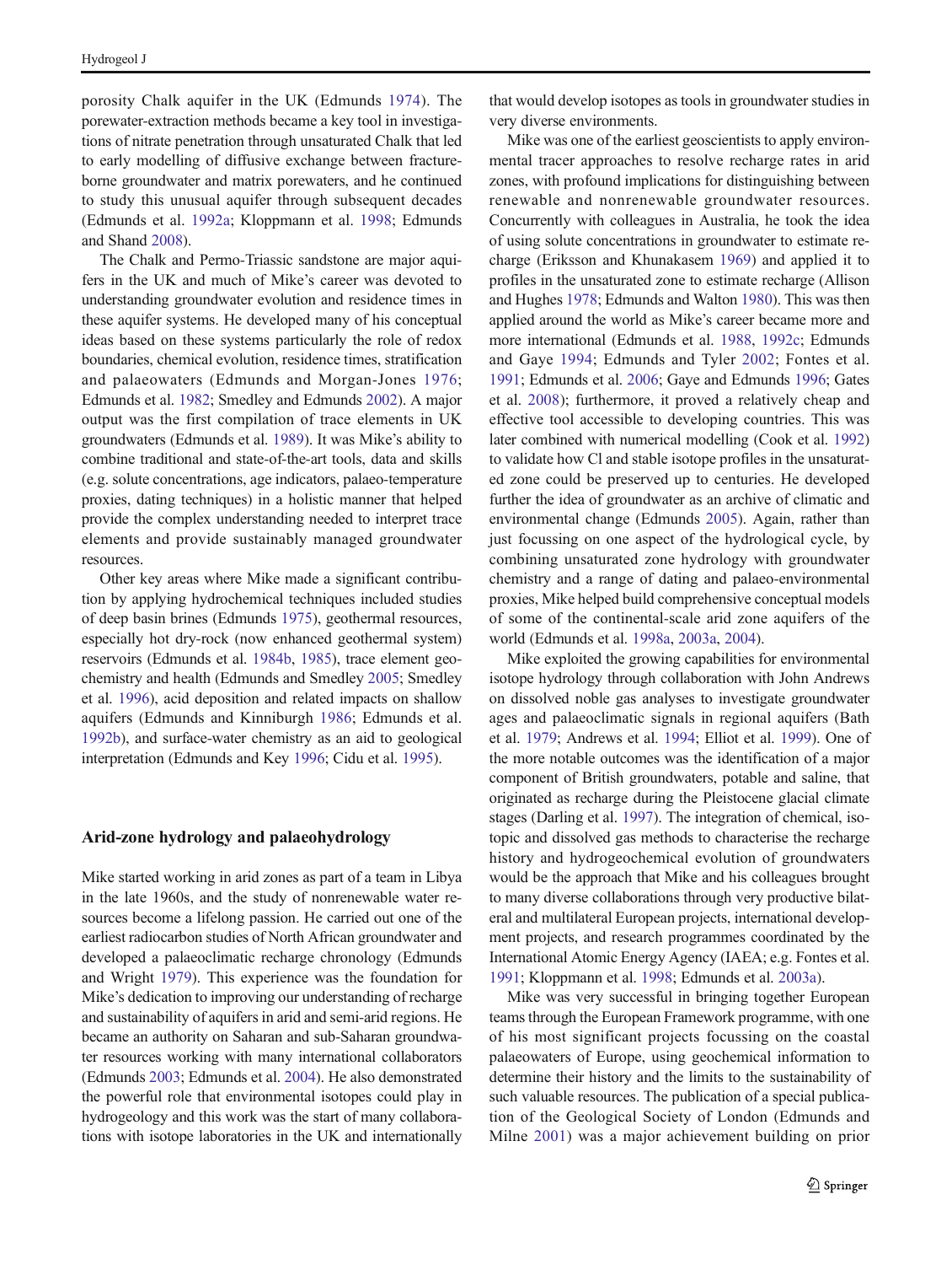porosity Chalk aquifer in the UK (Edmunds 1974). The porewater-extraction methods became a key tool in investigations of nitrate penetration through unsaturated Chalk that led to early modelling of diffusive exchange between fracture-borne groundwater and matrix porewaters, and he continued to study this unusual aquifer through subsequent decades (Edmunds et al. 1992a; Kloppmann et al. 1998; Edmunds and Shand 2008).

The Chalk and Permo-Triassic sandstone are major aquifers in the UK and much of Mike's career was devoted to understanding groundwater evolution and residence times in these aquifer systems. He developed many of his conceptual ideas based on these systems particularly the role of redox boundaries, chemical evolution, residence times, stratification and palaeowaters (Edmunds and Morgan-Jones 1976; Edmunds et al. 1982; Smedley and Edmunds 2002). A major output was the first compilation of trace elements in UK groundwaters (Edmunds et al. 1989). It was Mike's ability to combine traditional and state-of-the-art tools, data and skills (e.g. solute concentrations, age indicators, palaeo-temperature proxies, dating techniques) in a holistic manner that helped provide the complex understanding needed to interpret trace elements and provide sustainably managed groundwater resources.

Other key areas where Mike made a significant contribution by applying hydrochemical techniques included studies of deep basin brines (Edmunds 1975), geothermal resources, especially hot dry-rock (now enhanced geothermal system) reservoirs (Edmunds et al. 1984b, 1985), trace element geochemistry and health (Edmunds and Smedley 2005; Smedley et al. 1996), acid deposition and related impacts on shallow aquifers (Edmunds and Kinniburgh 1986; Edmunds et al. 1992b), and surface-water chemistry as an aid to geological interpretation (Edmunds and Key 1996; Cidu et al. 1995).

## Arid-zone hydrology and palaeohydrology

Mike started working in arid zones as part of a team in Libya in the late 1960s, and the study of nonrenewable water resources become a lifelong passion. He carried out one of the earliest radiocarbon studies of North African groundwater and developed a palaeoclimatic recharge chronology (Edmunds and Wright 1979). This experience was the foundation for Mike's dedication to improving our understanding of recharge and sustainability of aquifers in arid and semi-arid regions. He became an authority on Saharan and sub-Saharan groundwater resources working with many international collaborators (Edmunds 2003; Edmunds et al. 2004). He also demonstrated the powerful role that environmental isotopes could play in hydrogeology and this work was the start of many collaborations with isotope laboratories in the UK and internationally that would develop isotopes as tools in groundwater studies in very diverse environments.

Mike was one of the earliest geoscientists to apply environmental tracer approaches to resolve recharge rates in arid zones, with profound implications for distinguishing between renewable and nonrenewable groundwater resources. Concurrently with colleagues in Australia, he took the idea of using solute concentrations in groundwater to estimate recharge (Eriksson and Khunakasem 1969) and applied it to profiles in the unsaturated zone to estimate recharge (Allison and Hughes 1978; Edmunds and Walton 1980). This was then applied around the world as Mike's career became more and more international (Edmunds et al. 1988, 1992c; Edmunds and Gaye 1994; Edmunds and Tyler 2002; Fontes et al. 1991; Edmunds et al. 2006; Gaye and Edmunds 1996; Gates et al. 2008); furthermore, it proved a relatively cheap and effective tool accessible to developing countries. This was later combined with numerical modelling (Cook et al. 1992) to validate how Cl and stable isotope profiles in the unsaturated zone could be preserved up to centuries. He developed further the idea of groundwater as an archive of climatic and environmental change (Edmunds 2005). Again, rather than just focussing on one aspect of the hydrological cycle, by combining unsaturated zone hydrology with groundwater chemistry and a range of dating and palaeo-environmental proxies, Mike helped build comprehensive conceptual models of some of the continental-scale arid zone aquifers of the world (Edmunds et al. 1998a, 2003a, 2004).

Mike exploited the growing capabilities for environmental isotope hydrology through collaboration with John Andrews on dissolved noble gas analyses to investigate groundwater ages and palaeoclimatic signals in regional aquifers (Bath et al. 1979; Andrews et al. 1994; Elliot et al. 1999). One of the more notable outcomes was the identification of a major component of British groundwaters, potable and saline, that originated as recharge during the Pleistocene glacial climate stages (Darling et al. 1997). The integration of chemical, isotopic and dissolved gas methods to characterise the recharge history and hydrogeochemical evolution of groundwaters would be the approach that Mike and his colleagues brought to many diverse collaborations through very productive bilateral and multilateral European projects, international development projects, and research programmes coordinated by the International Atomic Energy Agency (IAEA; e.g. Fontes et al. 1991; Kloppmann et al. 1998; Edmunds et al. 2003a).

Mike was very successful in bringing together European teams through the European Framework programme, with one of his most significant projects focussing on the coastal palaeowaters of Europe, using geochemical information to determine their history and the limits to the sustainability of such valuable resources. The publication of a special publication of the Geological Society of London (Edmunds and Milne 2001) was a major achievement building on prior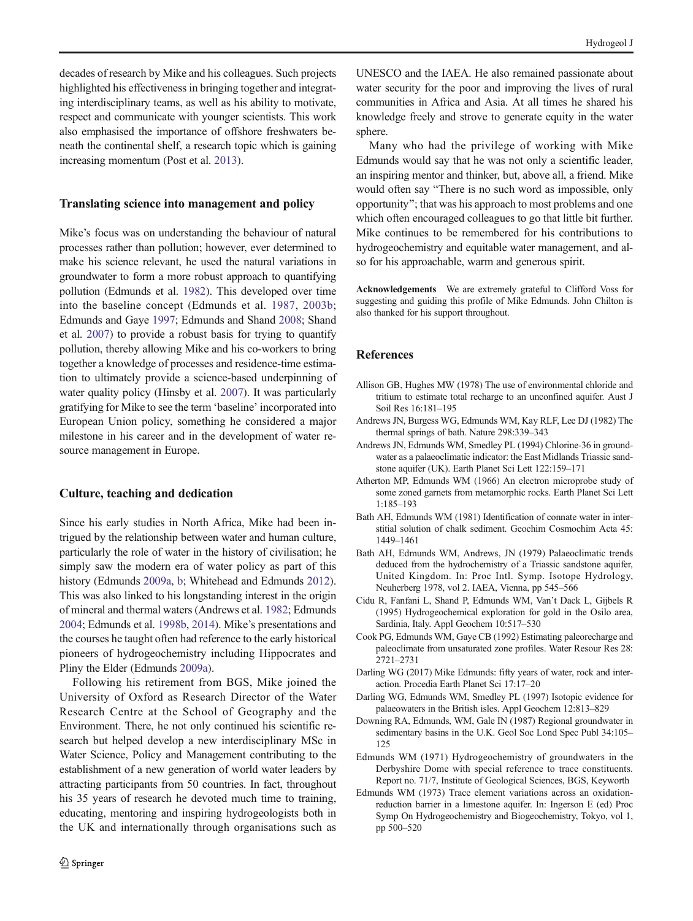decades of research by Mike and his colleagues. Such projects highlighted his effectiveness in bringing together and integrating interdisciplinary teams, as well as his ability to motivate, respect and communicate with younger scientists. This work also emphasised the importance of offshore freshwaters beneath the continental shelf, a research topic which is gaining increasing momentum (Post et al. 2013).

## Translating science into management and policy

Mike's focus was on understanding the behaviour of natural processes rather than pollution; however, ever determined to make his science relevant, he used the natural variations in groundwater to form a more robust approach to quantifying pollution (Edmunds et al. 1982). This developed over time into the baseline concept (Edmunds et al. 1987, 2003b; Edmunds and Gaye 1997; Edmunds and Shand 2008; Shand et al. 2007) to provide a robust basis for trying to quantify pollution, thereby allowing Mike and his co-workers to bring together a knowledge of processes and residence-time estimation to ultimately provide a science-based underpinning of water quality policy (Hinsby et al. 2007). It was particularly gratifying for Mike to see the term 'baseline' incorporated into European Union policy, something he considered a major milestone in his career and in the development of water resource management in Europe.

## Culture, teaching and dedication

Since his early studies in North Africa, Mike had been intrigued by the relationship between water and human culture, particularly the role of water in the history of civilisation; he simply saw the modern era of water policy as part of this history (Edmunds 2009a, b; Whitehead and Edmunds 2012). This was also linked to his longstanding interest in the origin of mineral and thermal waters (Andrews et al. 1982; Edmunds 2004; Edmunds et al. 1998b, 2014). Mike's presentations and the courses he taught often had reference to the early historical pioneers of hydrogeochemistry including Hippocrates and Pliny the Elder (Edmunds 2009a).

Following his retirement from BGS, Mike joined the University of Oxford as Research Director of the Water Research Centre at the School of Geography and the Environment. There, he not only continued his scientific research but helped develop a new interdisciplinary MSc in Water Science, Policy and Management contributing to the establishment of a new generation of world water leaders by attracting participants from 50 countries. In fact, throughout his 35 years of research he devoted much time to training, educating, mentoring and inspiring hydrogeologists both in the UK and internationally through organisations such as UNESCO and the IAEA. He also remained passionate about water security for the poor and improving the lives of rural communities in Africa and Asia. At all times he shared his knowledge freely and strove to generate equity in the water sphere.

Many who had the privilege of working with Mike Edmunds would say that he was not only a scientific leader, an inspiring mentor and thinker, but, above all, a friend. Mike would often say "There is no such word as impossible, only opportunity"; that was his approach to most problems and one which often encouraged colleagues to go that little bit further. Mike continues to be remembered for his contributions to hydrogeochemistry and equitable water management, and also for his approachable, warm and generous spirit.

**Acknowledgements** We are extremely grateful to Clifford Voss for suggesting and guiding this profile of Mike Edmunds. John Chilton is also thanked for his support throughout.

## References

Allison GB, Hughes MW (1978) The use of environmental chloride and tritium to estimate total recharge to an unconfined aquifer. Aust J Soil Res 16:181–195

Andrews JN, Burgess WG, Edmunds WM, Kay RLF, Lee DJ (1982) The thermal springs of bath. Nature 298:339–343

Andrews JN, Edmunds WM, Smedley PL (1994) Chlorine-36 in groundwater as a palaeoclimatic indicator: the East Midlands Triassic sandstone aquifer (UK). Earth Planet Sci Lett 122:159–171

Atherton MP, Edmunds WM (1966) An electron microprobe study of some zoned garnets from metamorphic rocks. Earth Planet Sci Lett 1:185–193

Bath AH, Edmunds WM (1981) Identification of connate water in interstitial solution of chalk sediment. Geochim Cosmochim Acta 45: 1449–1461

Bath AH, Edmunds WM, Andrews, JN (1979) Palaeoclimatic trends deduced from the hydrochemistry of a Triassic sandstone aquifer, United Kingdom. In: Proc Intl. Symp. Isotope Hydrology, Neuherberg 1978, vol 2. IAEA, Vienna, pp 545–566

Cidu R, Fanfani L, Shand P, Edmunds WM, Van't Dack L, Gijbels R (1995) Hydrogeochemical exploration for gold in the Osilo area, Sardinia, Italy. Appl Geochem 10:517–530

Cook PG, Edmunds WM, Gaye CB (1992) Estimating paleorecharge and paleoclimate from unsaturated zone profiles. Water Resour Res 28: 2721–2731

Darling WG (2017) Mike Edmunds: fifty years of water, rock and interaction. Procedia Earth Planet Sci 17:17–20

Darling WG, Edmunds WM, Smedley PL (1997) Isotopic evidence for palaeowaters in the British isles. Appl Geochem 12:813–829

Downing RA, Edmunds, WM, Gale IN (1987) Regional groundwater in sedimentary basins in the U.K. Geol Soc Lond Spec Publ 34:105–125

Edmunds WM (1971) Hydrogeochemistry of groundwaters in the Derbyshire Dome with special reference to trace constituents. Report no. 71/7, Institute of Geological Sciences, BGS, Keyworth

Edmunds WM (1973) Trace element variations across an oxidation-reduction barrier in a limestone aquifer. In: Ingerson E (ed) Proc Symp On Hydrogeochemistry and Biogeochemistry, Tokyo, vol 1, pp 500–520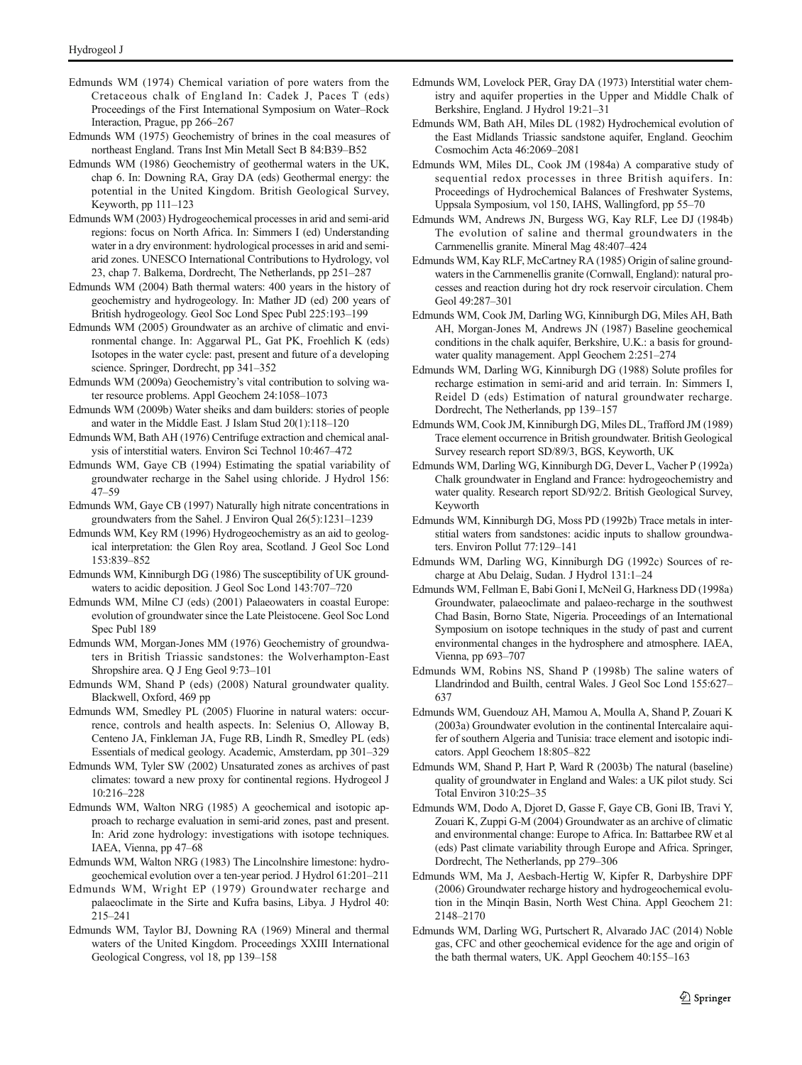Edmunds WM (1974) Chemical variation of pore waters from the Cretaceous chalk of England In: Cadek J, Paces T (eds) Proceedings of the First International Symposium on Water–Rock Interaction, Prague, pp 266–267

Edmunds WM (1975) Geochemistry of brines in the coal measures of northeast England. Trans Inst Min Metall Sect B 84:B39–B52

Edmunds WM (1986) Geochemistry of geothermal waters in the UK, chap 6. In: Downing RA, Gray DA (eds) Geothermal energy: the potential in the United Kingdom. British Geological Survey, Keyworth, pp 111–123

Edmunds WM (2003) Hydrogeochemical processes in arid and semi-arid regions: focus on North Africa. In: Simmers I (ed) Understanding water in a dry environment: hydrological processes in arid and semi-arid zones. UNESCO International Contributions to Hydrology, vol 23, chap 7. Balkema, Dordrecht, The Netherlands, pp 251–287

Edmunds WM (2004) Bath thermal waters: 400 years in the history of geochemistry and hydrogeology. In: Mather JD (ed) 200 years of British hydrogeology. Geol Soc Lond Spec Publ 225:193–199

Edmunds WM (2005) Groundwater as an archive of climatic and environmental change. In: Aggarwal PL, Gat PK, Froehlich K (eds) Isotopes in the water cycle: past, present and future of a developing science. Springer, Dordrecht, pp 341–352

Edmunds WM (2009a) Geochemistry's vital contribution to solving water resource problems. Appl Geochem 24:1058–1073

Edmunds WM (2009b) Water sheiks and dam builders: stories of people and water in the Middle East. J Islam Stud 20(1):118–120

Edmunds WM, Bath AH (1976) Centrifuge extraction and chemical analysis of interstitial waters. Environ Sci Technol 10:467–472

Edmunds WM, Gaye CB (1994) Estimating the spatial variability of groundwater recharge in the Sahel using chloride. J Hydrol 156: 47–59

Edmunds WM, Gaye CB (1997) Naturally high nitrate concentrations in groundwaters from the Sahel. J Environ Qual 26(5):1231–1239

Edmunds WM, Key RM (1996) Hydrogeochemistry as an aid to geological interpretation: the Glen Roy area, Scotland. J Geol Soc Lond 153:839–852

Edmunds WM, Kinniburgh DG (1986) The susceptibility of UK groundwaters to acidic deposition. J Geol Soc Lond 143:707–720

Edmunds WM, Milne CJ (eds) (2001) Palaeowaters in coastal Europe: evolution of groundwater since the Late Pleistocene. Geol Soc Lond Spec Publ 189

Edmunds WM, Morgan-Jones MM (1976) Geochemistry of groundwaters in British Triassic sandstones: the Wolverhampton-East Shropshire area. Q J Eng Geol 9:73–101

Edmunds WM, Shand P (eds) (2008) Natural groundwater quality. Blackwell, Oxford, 469 pp

Edmunds WM, Smedley PL (2005) Fluorine in natural waters: occurrence, controls and health aspects. In: Selenius O, Alloway B, Centeno JA, Finkleman JA, Fuge RB, Lindh R, Smedley PL (eds) Essentials of medical geology. Academic, Amsterdam, pp 301–329

Edmunds WM, Tyler SW (2002) Unsaturated zones as archives of past climates: toward a new proxy for continental regions. Hydrogeol J 10:216–228

Edmunds WM, Walton NRG (1985) A geochemical and isotopic approach to recharge evaluation in semi-arid zones, past and present. In: Arid zone hydrology: investigations with isotope techniques. IAEA, Vienna, pp 47–68

Edmunds WM, Walton NRG (1983) The Lincolnshire limestone: hydrogeochemical evolution over a ten-year period. J Hydrol 61:201–211

Edmunds WM, Wright EP (1979) Groundwater recharge and palaeoclimate in the Sirte and Kufra basins, Libya. J Hydrol 40: 215–241

Edmunds WM, Taylor BJ, Downing RA (1969) Mineral and thermal waters of the United Kingdom. Proceedings XXIII International Geological Congress, vol 18, pp 139–158

Edmunds WM, Lovelock PER, Gray DA (1973) Interstitial water chemistry and aquifer properties in the Upper and Middle Chalk of Berkshire, England. J Hydrol 19:21–31

Edmunds WM, Bath AH, Miles DL (1982) Hydrochemical evolution of the East Midlands Triassic sandstone aquifer, England. Geochim Cosmochim Acta 46:2069–2081

Edmunds WM, Miles DL, Cook JM (1984a) A comparative study of sequential redox processes in three British aquifers. In: Proceedings of Hydrochemical Balances of Freshwater Systems, Uppsala Symposium, vol 150, IAHS, Wallingford, pp 55–70

Edmunds WM, Andrews JN, Burgess WG, Kay RLF, Lee DJ (1984b) The evolution of saline and thermal groundwaters in the Carnmenellis granite. Mineral Mag 48:407–424

Edmunds WM, Kay RLF, McCartney RA (1985) Origin of saline groundwaters in the Carnmenellis granite (Cornwall, England): natural processes and reaction during hot dry rock reservoir circulation. Chem Geol 49:287–301

Edmunds WM, Cook JM, Darling WG, Kinniburgh DG, Miles AH, Bath AH, Morgan-Jones M, Andrews JN (1987) Baseline geochemical conditions in the chalk aquifer, Berkshire, U.K.: a basis for groundwater quality management. Appl Geochem 2:251–274

Edmunds WM, Darling WG, Kinniburgh DG (1988) Solute profiles for recharge estimation in semi-arid and arid terrain. In: Simmers I, Reidel D (eds) Estimation of natural groundwater recharge. Dordrecht, The Netherlands, pp 139–157

Edmunds WM, Cook JM, Kinniburgh DG, Miles DL, Trafford JM (1989) Trace element occurrence in British groundwater. British Geological Survey research report SD/89/3, BGS, Keyworth, UK

Edmunds WM, Darling WG, Kinniburgh DG, Dever L, Vacher P (1992a) Chalk groundwater in England and France: hydrogeochemistry and water quality. Research report SD/92/2. British Geological Survey, Keyworth

Edmunds WM, Kinniburgh DG, Moss PD (1992b) Trace metals in interstitial waters from sandstones: acidic inputs to shallow groundwaters. Environ Pollut 77:129–141

Edmunds WM, Darling WG, Kinniburgh DG (1992c) Sources of recharge at Abu Delaig, Sudan. J Hydrol 131:1–24

Edmunds WM, Fellman E, Babi Goni I, McNeil G, Harkness DD (1998a) Groundwater, palaeoclimate and palaeo-recharge in the southwest Chad Basin, Borno State, Nigeria. Proceedings of an International Symposium on isotope techniques in the study of past and current environmental changes in the hydrosphere and atmosphere. IAEA, Vienna, pp 693–707

Edmunds WM, Robins NS, Shand P (1998b) The saline waters of Llandrindod and Builth, central Wales. J Geol Soc Lond 155:627–637

Edmunds WM, Guendouz AH, Mamou A, Moulla A, Shand P, Zouari K (2003a) Groundwater evolution in the continental Intercalaire aquifer of southern Algeria and Tunisia: trace element and isotopic indicators. Appl Geochem 18:805–822

Edmunds WM, Shand P, Hart P, Ward R (2003b) The natural (baseline) quality of groundwater in England and Wales: a UK pilot study. Sci Total Environ 310:25–35

Edmunds WM, Dodo A, Djoret D, Gasse F, Gaye CB, Goni IB, Travi Y, Zouari K, Zuppi G-M (2004) Groundwater as an archive of climatic and environmental change: Europe to Africa. In: Battarbee RW et al (eds) Past climate variability through Europe and Africa. Springer, Dordrecht, The Netherlands, pp 279–306

Edmunds WM, Ma J, Aesbach-Hertig W, Kipfer R, Darbyshire DPF (2006) Groundwater recharge history and hydrogeochemical evolution in the Minqin Basin, North West China. Appl Geochem 21: 2148–2170

Edmunds WM, Darling WG, Purtschert R, Alvarado JAC (2014) Noble gas, CFC and other geochemical evidence for the age and origin of the bath thermal waters, UK. Appl Geochem 40:155–163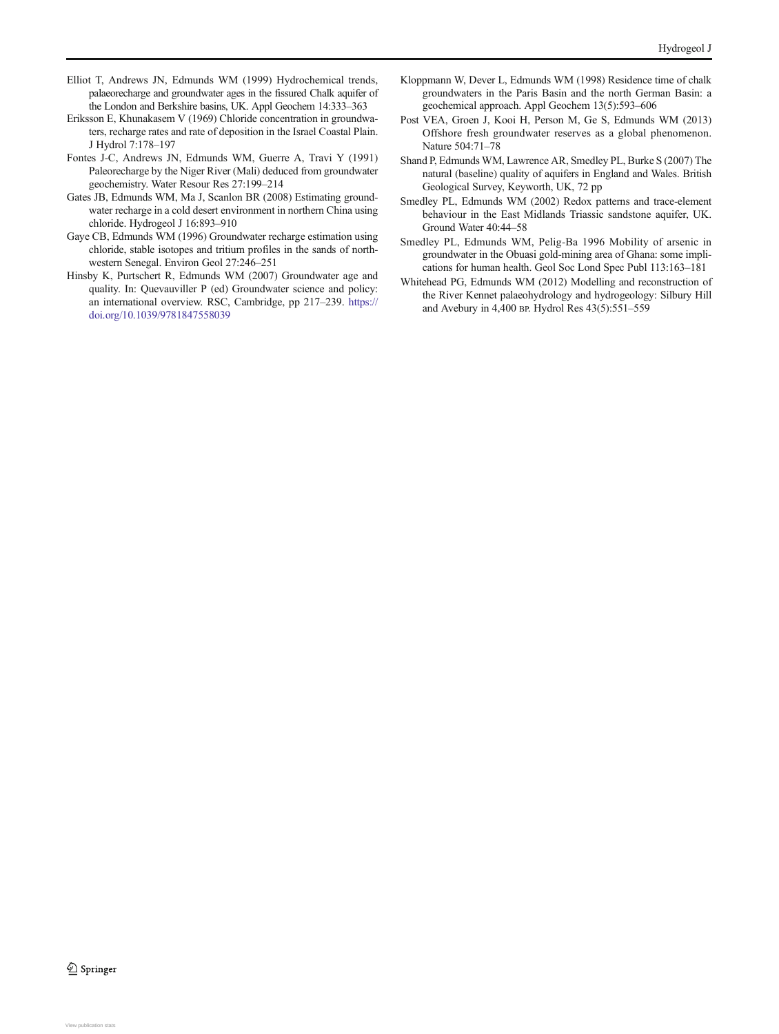Elliot T, Andrews JN, Edmunds WM (1999) Hydrochemical trends, palaeorecharge and groundwater ages in the fissured Chalk aquifer of the London and Berkshire basins, UK. Appl Geochem 14:333–363

Eriksson E, Khunakasem V (1969) Chloride concentration in groundwaters, recharge rates and rate of deposition in the Israel Coastal Plain. J Hydrol 7:178–197

Fontes J-C, Andrews JN, Edmunds WM, Guerre A, Travi Y (1991) Paleorecharge by the Niger River (Mali) deduced from groundwater geochemistry. Water Resour Res 27:199–214

Gates JB, Edmunds WM, Ma J, Scanlon BR (2008) Estimating groundwater recharge in a cold desert environment in northern China using chloride. Hydrogeol J 16:893–910

Gaye CB, Edmunds WM (1996) Groundwater recharge estimation using chloride, stable isotopes and tritium profiles in the sands of northwestern Senegal. Environ Geol 27:246–251

Hinsby K, Purtschert R, Edmunds WM (2007) Groundwater age and quality. In: Quevauviller P (ed) Groundwater science and policy: an international overview. RSC, Cambridge, pp 217–239. https://doi.org/10.1039/9781847558039

Kloppmann W, Dever L, Edmunds WM (1998) Residence time of chalk groundwaters in the Paris Basin and the north German Basin: a geochemical approach. Appl Geochem 13(5):593–606

Post VEA, Groen J, Kooi H, Person M, Ge S, Edmunds WM (2013) Offshore fresh groundwater reserves as a global phenomenon. Nature 504:71–78

Shand P, Edmunds WM, Lawrence AR, Smedley PL, Burke S (2007) The natural (baseline) quality of aquifers in England and Wales. British Geological Survey, Keyworth, UK, 72 pp

Smedley PL, Edmunds WM (2002) Redox patterns and trace-element behaviour in the East Midlands Triassic sandstone aquifer, UK. Ground Water 40:44–58

Smedley PL, Edmunds WM, Pelig-Ba 1996 Mobility of arsenic in groundwater in the Obuasi gold-mining area of Ghana: some implications for human health. Geol Soc Lond Spec Publ 113:163–181

Whitehead PG, Edmunds WM (2012) Modelling and reconstruction of the River Kennet palaeohydrology and hydrogeology: Silbury Hill and Avebury in 4,400 BP. Hydrol Res 43(5):551–559